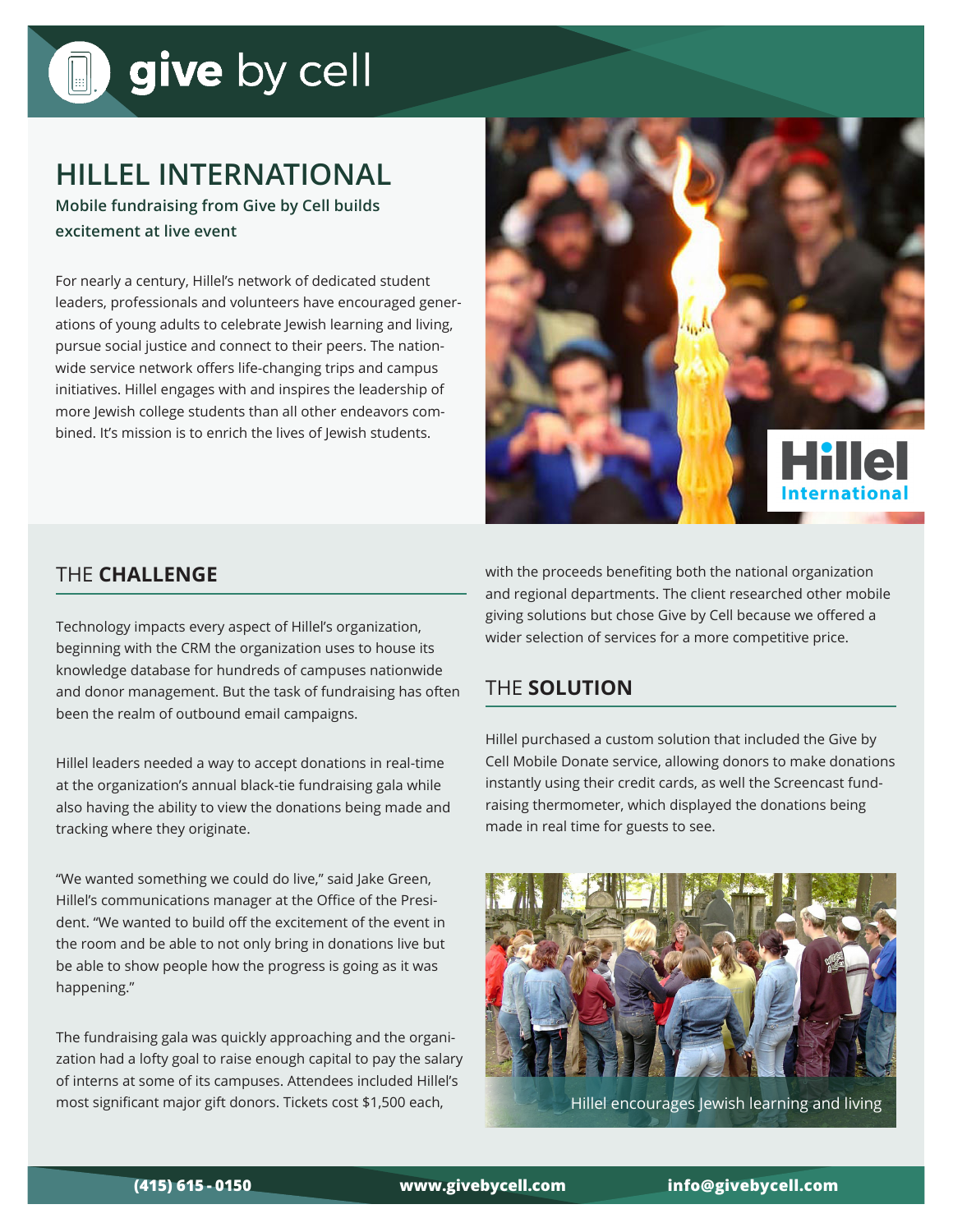give by cell

# HILLEL INTERNATIONAL

**Mobile fundraising from Give by Cell builds excitement at live event**

For nearly a century, Hillel's network of dedicated student leaders, professionals and volunteers have encouraged generations of young adults to celebrate Jewish learning and living, pursue social justice and connect to their peers. The nationwide service network offers life-changing trips and campus initiatives. Hillel engages with and inspires the leadership of more Jewish college students than all other endeavors combined. It's mission is to enrich the lives of Jewish students.

## THE **CHALLENGE**

Technology impacts every aspect of Hillel's organization, beginning with the CRM the organization uses to house its knowledge database for hundreds of campuses nationwide and donor management. But the task of fundraising has often been the realm of outbound email campaigns.

Hillel leaders needed a way to accept donations in real-time at the organization's annual black-tie fundraising gala while also having the ability to view the donations being made and tracking where they originate.

"We wanted something we could do live," said Jake Green, Hillel's communications manager at the Office of the President. "We wanted to build off the excitement of the event in the room and be able to not only bring in donations live but be able to show people how the progress is going as it was happening."

The fundraising gala was quickly approaching and the organization had a lofty goal to raise enough capital to pay the salary of interns at some of its campuses. Attendees included Hillel's most significant major gift donors. Tickets cost $1,500 each, with the proceeds benefiting both the national organization and regional departments. The client researched other mobile giving solutions but chose Give by Cell because we offered a wider selection of services for a more competitive price.

## THE **SOLUTION**

Hillel purchased a custom solution that included the Give by Cell Mobile Donate service, allowing donors to make donations instantly using their credit cards, as well the Screencast fundraising thermometer, which displayed the donations being made in real time for guests to see.

Hillel encourages Jewish learning and living

(415) 615 - 0150 www.givebycell.com info@givebycell.com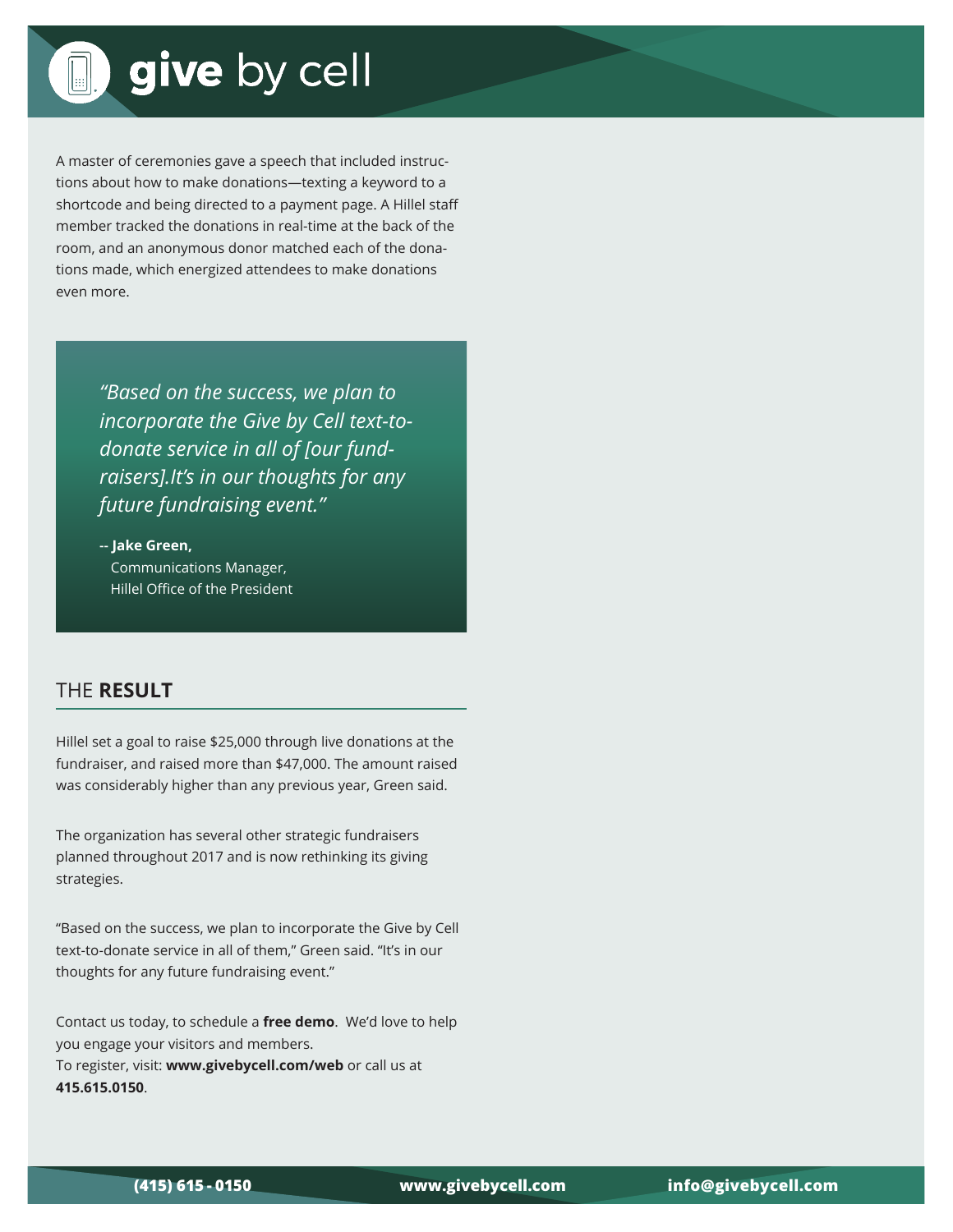A master of ceremonies gave a speech that included instructions about how to make donations—texting a keyword to a shortcode and being directed to a payment page. A Hillel staff member tracked the donations in real-time at the back of the room, and an anonymous donor matched each of the donations made, which energized attendees to make donations even more.

> *"Based on the success, we plan to incorporate the Give by Cell text-to-donate service in all of [our fundraisers].It's in our thoughts for any future fundraising event."*
>
> -- **Jake Green,**
> Communications Manager,
> Hillel Office of the President

## THE **RESULT**

Hillel set a goal to raise $25,000 through live donations at the fundraiser, and raised more than $47,000. The amount raised was considerably higher than any previous year, Green said.

The organization has several other strategic fundraisers planned throughout 2017 and is now rethinking its giving strategies.

"Based on the success, we plan to incorporate the Give by Cell text-to-donate service in all of them," Green said. "It's in our thoughts for any future fundraising event."

Contact us today, to schedule a **free demo**. We'd love to help you engage your visitors and members.
To register, visit: **www.givebycell.com/web** or call us at **415.615.0150**.